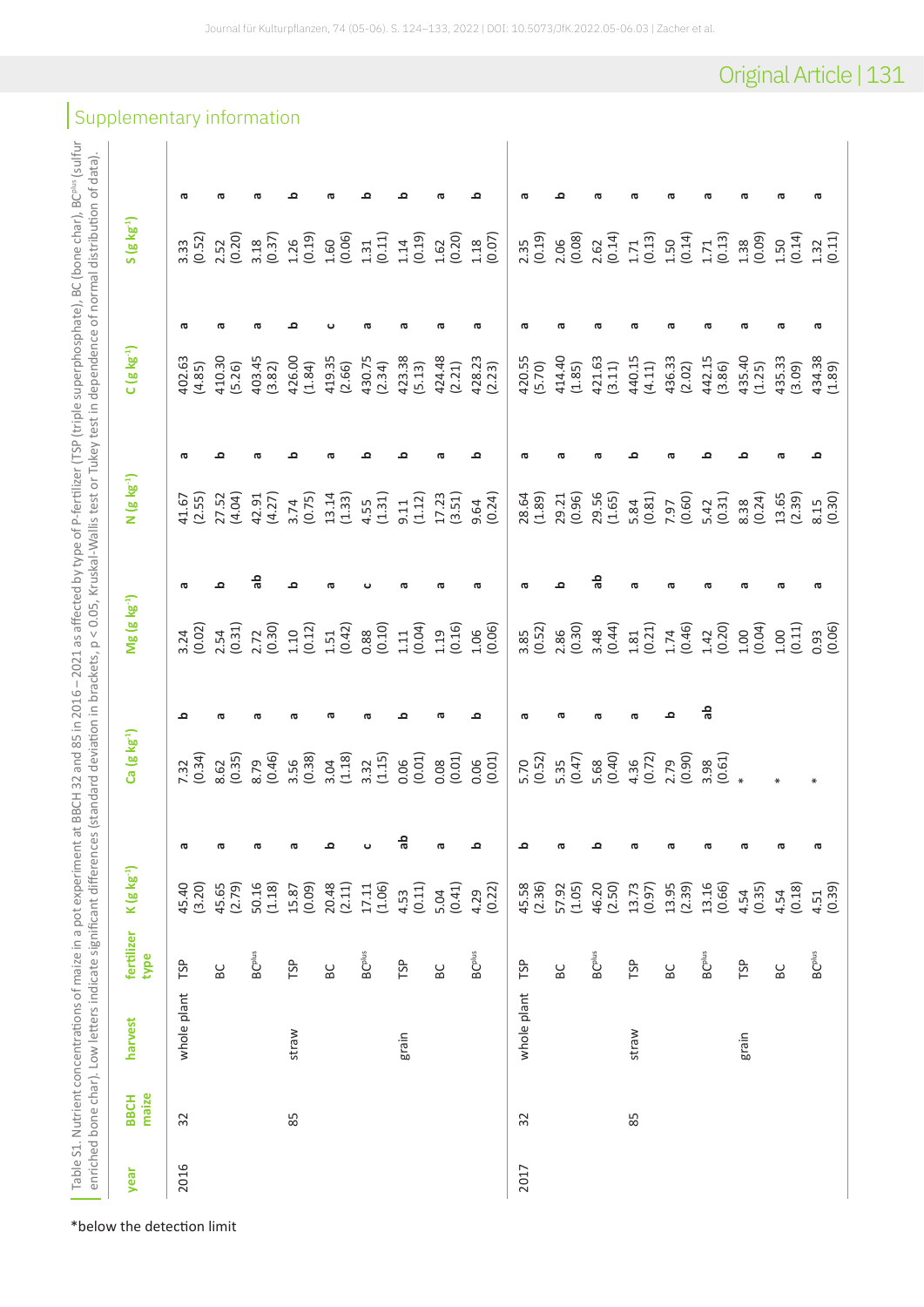## Supplementary information

Table S1. Nutrient concentrations of maize in a pot experiment at BBCH 32 and 85 in 2016 – 2021 as affected by type of P-fertilizer (TSP (triple superphosphate), BC (bone char), $BC^{plus}$ (sulfur enriched bone char). Low letters indicate significant differences (standard deviation in brackets, $p < 0.05$, Kruskal-Wallis test or Tukey test in dependence of normal distribution of data).

| year | BBCH maize | harvest | fertilizer type | K (g kg⁻¹) | | Ca (g kg⁻¹) | | Mg (g kg⁻¹) | | N (g kg⁻¹) | | C (g kg⁻¹) | | S (g kg⁻¹) | |
|---|---|---|---|---|---|---|---|---|---|---|---|---|---|---|---|
| 2016 | 32 | whole plant | TSP | 45.40 (3.20) | a | 7.32 (0.34) | b | 3.24 (0.02) | a | 41.67 (2.55) | a | 402.63 (4.85) | a | 3.33 (0.52) | a |
| | | | BC | 45.65 (2.79) | a | 8.62 (0.35) | a | 2.54 (0.31) | b | 27.52 (4.04) | b | 410.30 (5.26) | a | 2.52 (0.20) | a |
| | | | $BC^{plus}$ | 50.16 (1.18) | a | 8.79 (0.46) | a | 2.72 (0.30) | ab | 42.91 (4.27) | a | 403.45 (3.82) | a | 3.18 (0.37) | a |
| | 85 | straw | TSP | 15.87 (0.09) | a | 3.56 (0.38) | a | 1.10 (0.12) | b | 3.74 (0.75) | b | 426.00 (1.84) | b | 1.26 (0.19) | b |
| | | | BC | 20.48 (2.11) | b | 3.04 (1.18) | a | 1.51 (0.42) | a | 13.14 (1.33) | a | 419.35 (2.66) | c | 1.60 (0.06) | a |
| | | | $BC^{plus}$ | 17.11 (1.06) | c | 3.32 (1.15) | a | 0.88 (0.10) | c | 4.55 (1.31) | b | 430.75 (2.34) | a | 1.31 (0.11) | b |
| | | grain | TSP | 4.53 (0.11) | ab | 0.06 (0.01) | b | 1.11 (0.04) | a | 9.11 (1.12) | b | 423.38 (5.13) | a | 1.14 (0.19) | b |
| | | | BC | 5.04 (0.41) | a | 0.08 (0.01) | a | 1.19 (0.16) | a | 17.23 (3.51) | a | 424.48 (2.21) | a | 1.62 (0.20) | a |
| | | | $BC^{plus}$ | 4.29 (0.22) | b | 0.06 (0.01) | b | 1.06 (0.06) | a | 9.64 (0.24) | b | 428.23 (2.23) | a | 1.18 (0.07) | b |
| 2017 | 32 | whole plant | TSP | 45.58 (2.36) | b | 5.70 (0.52) | a | 3.85 (0.52) | a | 28.64 (1.89) | a | 420.55 (5.70) | a | 2.35 (0.19) | a |
| | | | BC | 57.92 (1.05) | a | 5.35 (0.47) | a | 2.86 (0.30) | b | 29.21 (0.96) | a | 414.40 (1.85) | a | 2.06 (0.08) | b |
| | | | $BC^{plus}$ | 46.20 (2.50) | b | 5.68 (0.40) | a | 3.48 (0.44) | ab | 29.56 (1.65) | a | 421.63 (3.11) | a | 2.62 (0.14) | a |
| | 85 | straw | TSP | 13.73 (0.97) | a | 4.36 (0.72) | a | 1.81 (0.21) | a | 5.84 (0.81) | b | 440.15 (4.11) | a | 1.71 (0.13) | a |
| | | | BC | 13.95 (2.39) | a | 2.79 (0.90) | b | 1.74 (0.46) | a | 7.97 (0.60) | a | 436.33 (2.02) | a | 1.50 (0.14) | a |
| | | | $BC^{plus}$ | 13.16 (0.66) | a | 3.98 (0.61) | ab | 1.42 (0.20) | a | 5.42 (0.31) | b | 442.15 (3.86) | a | 1.71 (0.13) | a |
| | | grain | TSP | 4.54 (0.35) | a | * | | 1.00 (0.04) | a | 8.38 (0.24) | b | 435.40 (1.25) | a | 1.38 (0.09) | a |
| | | | BC | 4.54 (0.18) | a | * | | 1.00 (0.11) | a | 13.65 (2.39) | a | 435.33 (3.09) | a | 1.50 (0.14) | a |
| | | | $BC^{plus}$ | 4.51 (0.39) | a | * | | 0.93 (0.06) | a | 8.15 (0.30) | b | 434.38 (1.89) | a | 1.32 (0.11) | a |

*below the detection limit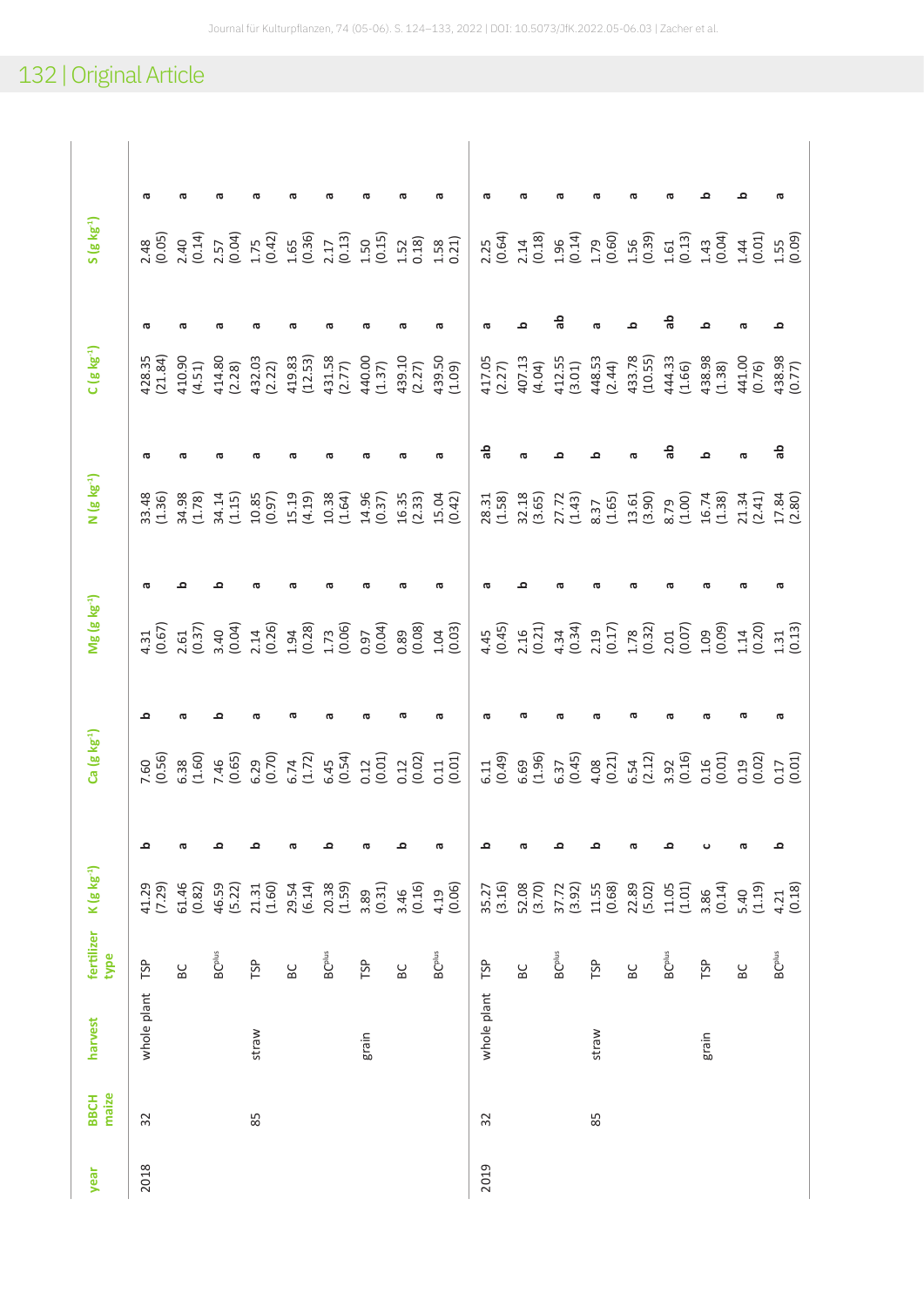| year | BBCH maize | harvest | fertilizer type | K (g kg⁻¹) | | Ca (g kg⁻¹) | | Mg (g kg⁻¹) | | N (g kg⁻¹) | | C (g kg⁻¹) | | S (g kg⁻¹) | |
|---|---|---|---|---|---|---|---|---|---|---|---|---|---|---|---|
| 2018 | 32 | whole plant | TSP | 41.29 (7.29) | b | 7.60 (0.56) | b | 4.31 (0.67) | a | 33.48 (1.36) | a | 428.35 (21.84) | a | 2.48 (0.05) | a |
| | | | BC | 61.46 (0.82) | a | 6.38 (1.60) | a | 2.61 (0.37) | b | 34.98 (1.78) | a | 410.90 (4.51) | a | 2.40 (0.14) | a |
| | | | BC$^{plus}$ | 46.59 (5.22) | b | 7.46 (0.65) | b | 3.40 (0.04) | b | 34.14 (1.15) | a | 414.80 (2.28) | a | 2.57 (0.04) | a |
| | 85 | straw | TSP | 21.31 (1.60) | b | 6.29 (0.70) | a | 2.14 (0.26) | a | 10.85 (0.97) | a | 432.03 (2.22) | a | 1.75 (0.42) | a |
| | | | BC | 29.54 (6.14) | a | 6.74 (1.72) | a | 1.94 (0.28) | a | 15.19 (4.19) | a | 419.83 (12.53) | a | 1.65 (0.36) | a |
| | | | BC$^{plus}$ | 20.38 (1.59) | b | 6.45 (0.54) | a | 1.73 (0.06) | a | 10.38 (1.64) | a | 431.58 (2.77) | a | 2.17 (0.13) | a |
| | | grain | TSP | 3.89 (0.31) | a | 0.12 (0.01) | a | 0.97 (0.04) | a | 14.96 (0.37) | a | 440.00 (1.37) | a | 1.50 (0.15) | a |
| | | | BC | 3.46 (0.16) | b | 0.12 (0.02) | a | 0.89 (0.08) | a | 16.35 (2.33) | a | 439.10 (2.27) | a | 1.52 0.18) | a |
| | | | BC$^{plus}$ | 4.19 (0.06) | a | 0.11 (0.01) | a | 1.04 (0.03) | a | 15.04 (0.42) | a | 439.50 (1.09) | a | 1.58 0.21) | a |
| 2019 | 32 | whole plant | TSP | 35.27 (3.16) | b | 6.11 (0.49) | a | 4.45 (0.45) | a | 28.31 (1.58) | ab | 417.05 (2.27) | a | 2.25 (0.64) | a |
| | | | BC | 52.08 (3.70) | a | 6.69 (1.96) | a | 2.16 (0.21) | b | 32.18 (3.65) | a | 407.13 (4.04) | b | 2.14 (0.18) | a |
| | | | BC$^{plus}$ | 37.72 (3.92) | b | 6.37 (0.45) | a | 4.34 (0.34) | a | 27.72 (1.43) | b | 412.55 (3.01) | ab | 1.96 (0.14) | a |
| | 85 | straw | TSP | 11.55 (0.68) | b | 4.08 (0.21) | a | 2.19 (0.17) | a | 8.37 (1.65) | b | 448.53 (2.44) | a | 1.79 (0.60) | a |
| | | | BC | 22.89 (5.02) | a | 6.54 (2.12) | a | 1.78 (0.32) | a | 13.61 (3.90) | a | 433.78 (10.55) | b | 1.56 (0.39) | a |
| | | | BC$^{plus}$ | 11.05 (1.01) | b | 3.92 (0.16) | a | 2.01 (0.07) | a | 8.79 (1.00) | ab | 444.33 (1.66) | ab | 1.61 (0.13) | a |
| | | grain | TSP | 3.86 (0.14) | c | 0.16 (0.01) | a | 1.09 (0.09) | a | 16.74 (1.38) | b | 438.98 (1.38) | b | 1.43 (0.04) | b |
| | | | BC | 5.40 (1.19) | a | 0.19 (0.02) | a | 1.14 (0.20) | a | 21.34 (2.41) | a | 441.00 (0.76) | a | 1.44 (0.01) | b |
| | | | BC$^{plus}$ | 4.21 (0.18) | b | 0.17 (0.01) | a | 1.31 (0.13) | a | 17.84 (2.80) | ab | 438.98 (0.77) | b | 1.55 (0.09) | a |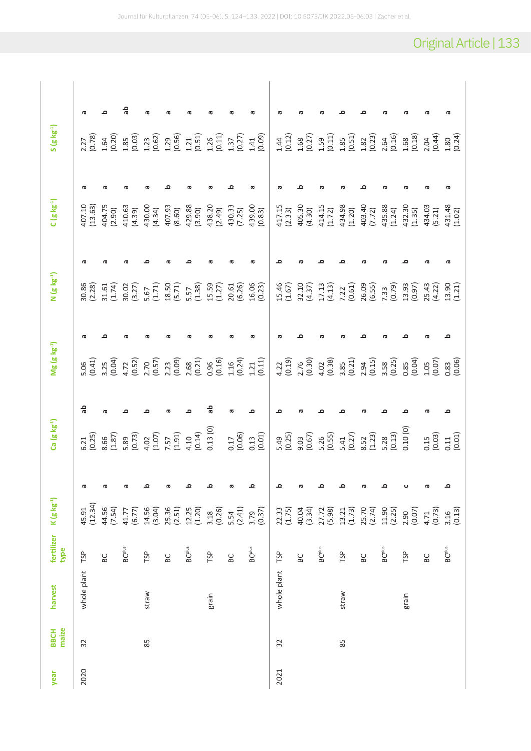| year | BBCH maize | harvest | fertilizer type | K (g kg⁻¹) | | Ca (g kg⁻¹) | | Mg (g kg⁻¹) | | N (g kg⁻¹) | | C (g kg⁻¹) | | S (g kg⁻¹) | |
|---|---|---|---|---|---|---|---|---|---|---|---|---|---|---|---|
| 2020 | 32 | whole plant | TSP | 45.91 (12.34) | a | 6.21 (0.25) | ab | 5.06 (0.41) | a | 30.86 (2.28) | a | 407.10 (13.63) | a | 2.27 (0.78) | a |
| | | | BC | 44.56 (7.54) | a | 8.66 (1.87) | a | 3.25 (0.04) | b | 31.61 (1.74) | a | 404.75 (2.90) | a | 1.64 (0.20) | b |
| | | | BC$^{plus}$ | 41.77 (6.77) | a | 5.89 (0.73) | b | 4.72 (0.52) | a | 30.02 (3.27) | a | 410.63 (4.39) | a | 1.85 (0.03) | ab |
| | 85 | straw | TSP | 14.56 (3.04) | b | 4.02 (1.07) | b | 2.70 (0.57) | a | 5.67 (1.71) | b | 430.00 (4.34) | a | 1.23 (0.62) | a |
| | | | BC | 25.36 (2.51) | a | 7.57 (1.91) | a | 2.23 (0.09) | a | 18.50 (5.71) | a | 407.93 (8.60) | b | 1.29 (0.56) | a |
| | | | BC$^{plus}$ | 12.25 (1.20) | b | 4.10 (0.14) | b | 2.68 (0.21) | a | 5.57 (1.38) | b | 429.88 (3.90) | a | 1.21 (0.51) | a |
| | | grain | TSP | 3.18 (0.26) | b | 0.13 (0) | ab | 0.96 (0.16) | a | 15.59 (1.27) | a | 438.20 (2.49) | a | 1.26 (0.11) | a |
| | | | BC | 5.54 (2.41) | a | 0.17 (0.06) | a | 1.16 (0.24) | a | 20.61 (6.26) | a | 430.33 (7.25) | b | 1.37 (0.27) | a |
| | | | BC$^{plus}$ | 3.79 (0.37) | b | 0.13 (0.01) | b | 1.21 (0.11) | a | 16.06 (0.23) | a | 439.00 (0.83) | a | 1.41 (0.09) | a |
| 2021 | 32 | whole plant | TSP | 22.33 (1.75) | b | 5.49 (0.25) | b | 4.22 (0.19) | a | 15.46 (1.67) | b | 417.15 (2.33) | a | 1.44 (0.12) | a |
| | | | BC | 40.04 (3.34) | a | 9.03 (0.67) | a | 2.76 (0.30) | b | 32.10 (4.37) | a | 405.30 (4.30) | b | 1.68 (0.27) | a |
| | | | BC$^{plus}$ | 27.72 (5.98) | b | 5.26 (0.55) | b | 4.02 (0.38) | a | 17.13 (4.13) | b | 414.15 (1.72) | a | 1.59 (0.11) | a |
| | 85 | straw | TSP | 13.21 (1.73) | b | 5.41 (0.27) | b | 3.85 (0.21) | a | 7.22 (0.61) | b | 434.98 (1.20) | a | 1.85 (0.51) | b |
| | | | BC | 25.70 (2.74) | a | 8.52 (1.23) | a | 2.94 (0.15) | b | 26.09 (6.55) | a | 403.40 (7.72) | b | 1.82 (0.23) | b |
| | | | BC$^{plus}$ | 11.90 (2.25) | b | 5.28 (0.13) | b | 3.58 (0.25) | a | 7.33 (0.79) | a | 435.88 (1.24) | a | 2.64 (0.16) | a |
| | | grain | TSP | 2.90 (0.07) | c | 0.10 (0) | b | 0.85 (0.04) | b | 13.93 (0.97) | b | 432.30 (1.35) | a | 1.68 (0.18) | a |
| | | | BC | 4.71 (0.73) | a | 0.15 (0.03) | a | 1.05 (0.07) | a | 25.43 (4.22) | a | 434.03 (5.21) | a | 2.04 (0.44) | a |
| | | | BC$^{plus}$ | 3.16 (0.13) | b | 0.11 (0.01) | b | 0.83 (0.06) | b | 13.90 (1.21) | a | 431.48 (1.02) | a | 1.80 (0.24) | a |